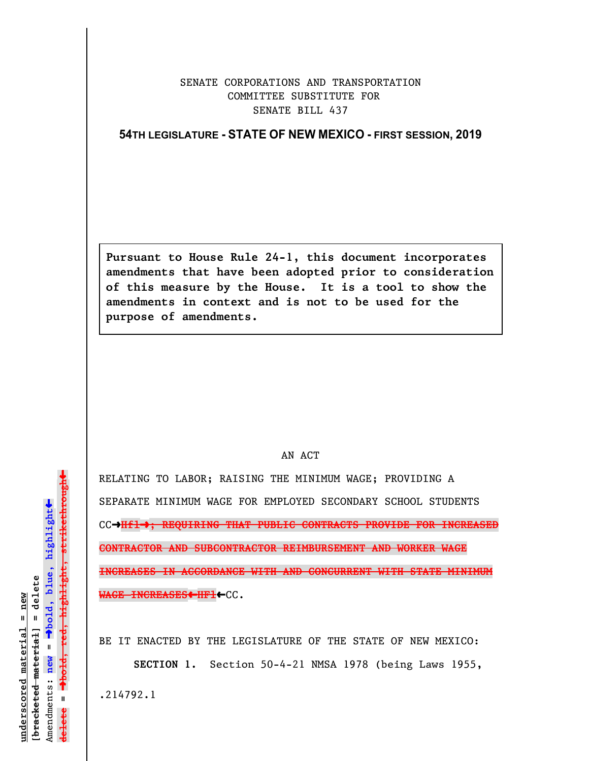SENATE CORPORATIONS AND TRANSPORTATION
COMMITTEE SUBSTITUTE FOR
SENATE BILL 437

**54TH LEGISLATURE - STATE OF NEW MEXICO - FIRST SESSION, 2019**

> **Pursuant to House Rule 24-1, this document incorporates amendments that have been adopted prior to consideration of this measure by the House. It is a tool to show the amendments in context and is not to be used for the purpose of amendments.**

AN ACT

RELATING TO LABOR; RAISING THE MINIMUM WAGE; PROVIDING A SEPARATE MINIMUM WAGE FOR EMPLOYED SECONDARY SCHOOL STUDENTS CC➡~~Hf1➡; REQUIRING THAT PUBLIC CONTRACTS PROVIDE FOR INCREASED CONTRACTOR AND SUBCONTRACTOR REIMBURSEMENT AND WORKER WAGE INCREASES IN ACCORDANCE WITH AND CONCURRENT WITH STATE MINIMUM WAGE INCREASES⬅Hf1~~⬅CC.

BE IT ENACTED BY THE LEGISLATURE OF THE STATE OF NEW MEXICO:

**SECTION 1.** Section 50-4-21 NMSA 1978 (being Laws 1955,

.214792.1

underscored material = new
~~[bracketed material]~~ = delete
Amendments: new = ➡bold, blue, highlight⬅
~~delete~~ = ~~➡bold, red, highlight, strikethrough⬅~~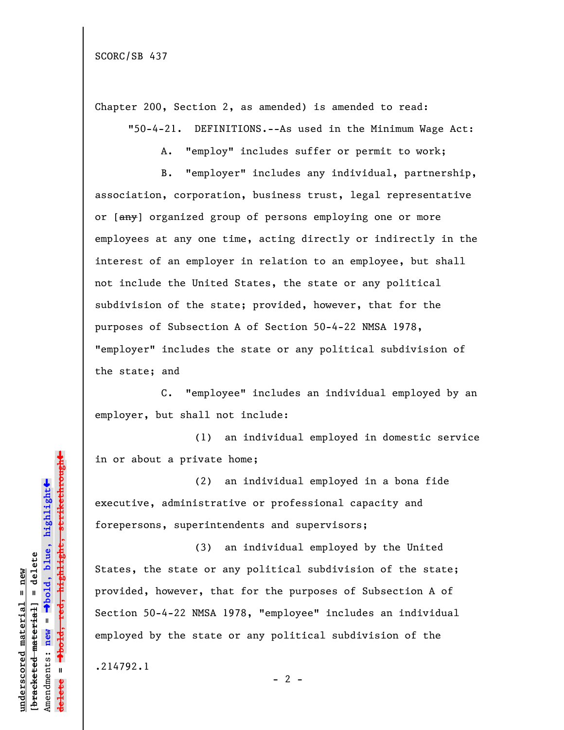Chapter 200, Section 2, as amended) is amended to read:

"50-4-21. DEFINITIONS.--As used in the Minimum Wage Act:

A. "employ" includes suffer or permit to work;

B. "employer" includes any individual, partnership, association, corporation, business trust, legal representative or [~~any~~] organized group of persons employing one or more employees at any one time, acting directly or indirectly in the interest of an employer in relation to an employee, but shall not include the United States, the state or any political subdivision of the state; provided, however, that for the purposes of Subsection A of Section 50-4-22 NMSA 1978, "employer" includes the state or any political subdivision of the state; and

C. "employee" includes an individual employed by an employer, but shall not include:

(1) an individual employed in domestic service in or about a private home;

(2) an individual employed in a bona fide executive, administrative or professional capacity and forepersons, superintendents and supervisors;

(3) an individual employed by the United States, the state or any political subdivision of the state; provided, however, that for the purposes of Subsection A of Section 50-4-22 NMSA 1978, "employee" includes an individual employed by the state or any political subdivision of the

.214792.1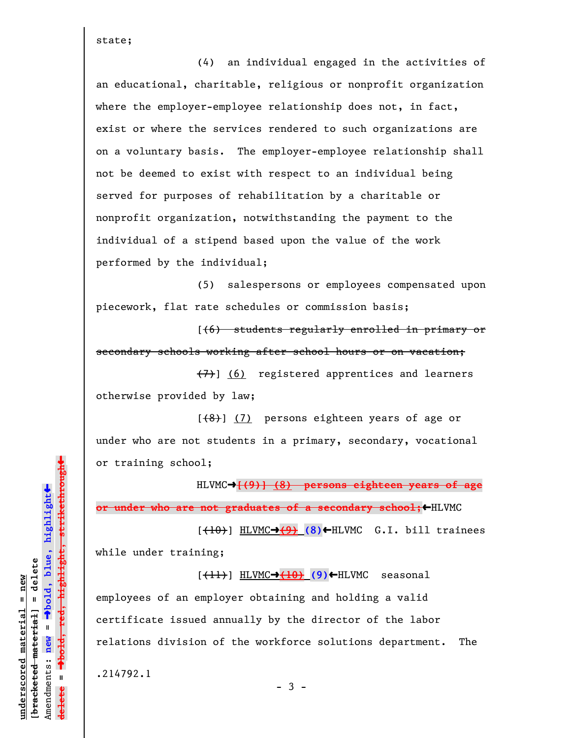state;

(4) an individual engaged in the activities of an educational, charitable, religious or nonprofit organization where the employer-employee relationship does not, in fact, exist or where the services rendered to such organizations are on a voluntary basis. The employer-employee relationship shall not be deemed to exist with respect to an individual being served for purposes of rehabilitation by a charitable or nonprofit organization, notwithstanding the payment to the individual of a stipend based upon the value of the work performed by the individual;

(5) salespersons or employees compensated upon piecework, flat rate schedules or commission basis;

[~~(6) students regularly enrolled in primary or secondary schools working after school hours or on vacation;~~

~~(7)~~] (6) registered apprentices and learners otherwise provided by law;

[~~(8)~~] (7) persons eighteen years of age or under who are not students in a primary, secondary, vocational or training school;

HLVMC→~~[(9)] (8) persons eighteen years of age or under who are not graduates of a secondary school;~~←HLVMC

[~~(10)~~] HLVMC→~~(9)~~ **(8)**←HLVMC G.I. bill trainees while under training;

[~~(11)~~] HLVMC→~~(10)~~ **(9)**←HLVMC seasonal employees of an employer obtaining and holding a valid certificate issued annually by the director of the labor relations division of the workforce solutions department. The

.214792.1

underscored material = new
[~~bracketed material~~] = delete
Amendments: **new** = →bold, blue, highlight←
~~delete~~ = →~~bold, red, highlight, strikethrough~~←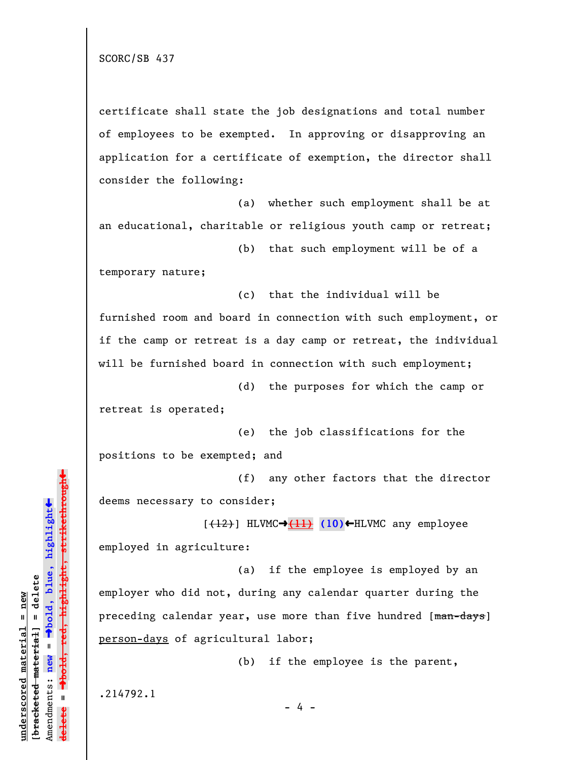certificate shall state the job designations and total number of employees to be exempted. In approving or disapproving an application for a certificate of exemption, the director shall consider the following:

(a) whether such employment shall be at an educational, charitable or religious youth camp or retreat;

(b) that such employment will be of a temporary nature;

(c) that the individual will be furnished room and board in connection with such employment, or if the camp or retreat is a day camp or retreat, the individual will be furnished board in connection with such employment;

(d) the purposes for which the camp or retreat is operated;

(e) the job classifications for the positions to be exempted; and

(f) any other factors that the director deems necessary to consider;

[~~(12)~~] HLVMC→~~(11)~~ **(10)**←HLVMC any employee employed in agriculture:

(a) if the employee is employed by an employer who did not, during any calendar quarter during the preceding calendar year, use more than five hundred [~~man-days~~] person-days of agricultural labor;

(b) if the employee is the parent,

.214792.1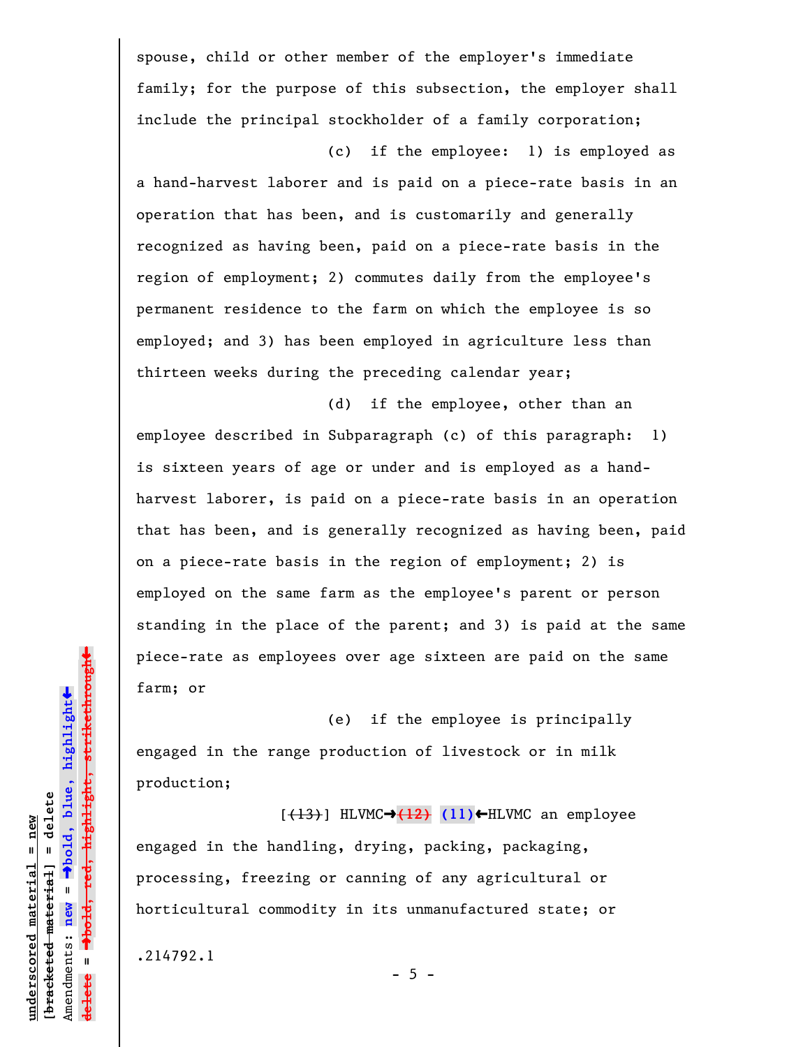spouse, child or other member of the employer's immediate family; for the purpose of this subsection, the employer shall include the principal stockholder of a family corporation;

(c) if the employee: 1) is employed as a hand-harvest laborer and is paid on a piece-rate basis in an operation that has been, and is customarily and generally recognized as having been, paid on a piece-rate basis in the region of employment; 2) commutes daily from the employee's permanent residence to the farm on which the employee is so employed; and 3) has been employed in agriculture less than thirteen weeks during the preceding calendar year;

(d) if the employee, other than an employee described in Subparagraph (c) of this paragraph: 1) is sixteen years of age or under and is employed as a hand-harvest laborer, is paid on a piece-rate basis in an operation that has been, and is generally recognized as having been, paid on a piece-rate basis in the region of employment; 2) is employed on the same farm as the employee's parent or person standing in the place of the parent; and 3) is paid at the same piece-rate as employees over age sixteen are paid on the same farm; or

(e) if the employee is principally engaged in the range production of livestock or in milk production;

[~~(13)~~] HLVMC→~~(12)~~ **(11)**←HLVMC an employee engaged in the handling, drying, packing, packaging, processing, freezing or canning of any agricultural or horticultural commodity in its unmanufactured state; or

.214792.1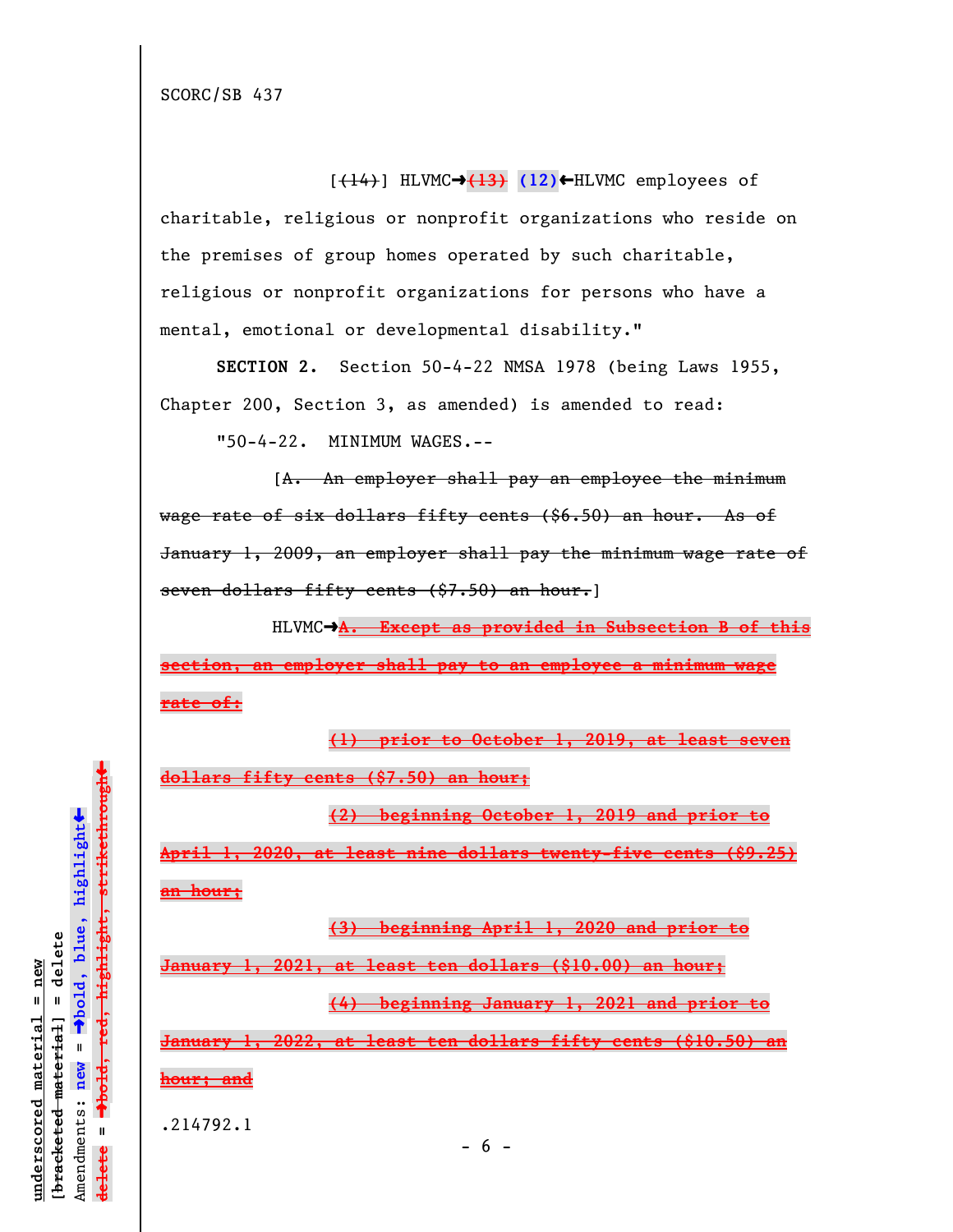SCORC/SB 437

[~~(14)~~] HLVMC→~~(13)~~ **(12)**←HLVMC employees of charitable, religious or nonprofit organizations who reside on the premises of group homes operated by such charitable, religious or nonprofit organizations for persons who have a mental, emotional or developmental disability."

**SECTION 2.** Section 50-4-22 NMSA 1978 (being Laws 1955, Chapter 200, Section 3, as amended) is amended to read:

"50-4-22. MINIMUM WAGES.--

[~~A. An employer shall pay an employee the minimum wage rate of six dollars fifty cents ($6.50) an hour. As of January 1, 2009, an employer shall pay the minimum wage rate of seven dollars fifty cents ($7.50) an hour.~~]

HLVMC→~~**A. Except as provided in Subsection B of this section, an employer shall pay to an employee a minimum wage rate of:**~~

~~**(1) prior to October 1, 2019, at least seven dollars fifty cents ($7.50) an hour;**~~

~~**(2) beginning October 1, 2019 and prior to April 1, 2020, at least nine dollars twenty-five cents ($9.25) an hour;**~~

~~**(3) beginning April 1, 2020 and prior to January 1, 2021, at least ten dollars ($10.00) an hour;**~~

~~**(4) beginning January 1, 2021 and prior to January 1, 2022, at least ten dollars fifty cents ($10.50) an hour; and**~~

.214792.1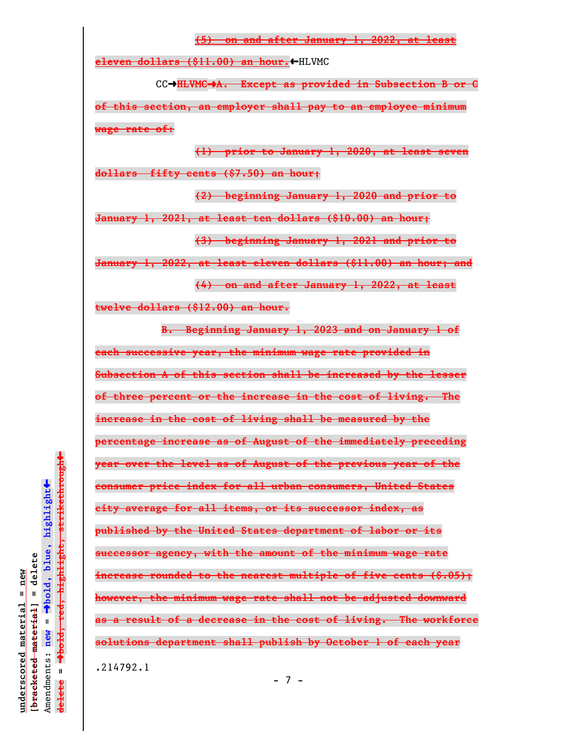~~(5) on and after January 1, 2022, at least eleven dollars ($11.00) an hour.~~←HLVMC

CC→~~HLVMC→A. Except as provided in Subsection B or C of this section, an employer shall pay to an employee minimum wage rate of:~~

~~(1) prior to January 1, 2020, at least seven dollars fifty cents ($7.50) an hour;~~

~~(2) beginning January 1, 2020 and prior to January 1, 2021, at least ten dollars ($10.00) an hour;~~

~~(3) beginning January 1, 2021 and prior to January 1, 2022, at least eleven dollars ($11.00) an hour; and~~

~~(4) on and after January 1, 2022, at least twelve dollars ($12.00) an hour.~~

~~B. Beginning January 1, 2023 and on January 1 of each successive year, the minimum wage rate provided in Subsection A of this section shall be increased by the lesser of three percent or the increase in the cost of living. The increase in the cost of living shall be measured by the percentage increase as of August of the immediately preceding year over the level as of August of the previous year of the consumer price index for all urban consumers, United States city average for all items, or its successor index, as published by the United States department of labor or its successor agency, with the amount of the minimum wage rate increase rounded to the nearest multiple of five cents ($.05); however, the minimum wage rate shall not be adjusted downward as a result of a decrease in the cost of living. The workforce solutions department shall publish by October 1 of each year~~

.214792.1

underscored material = new
[~~bracketed material~~] = delete
Amendments: **new** = →bold, blue, highlight←
~~**delete**~~ = →bold, red, highlight, strikethrough←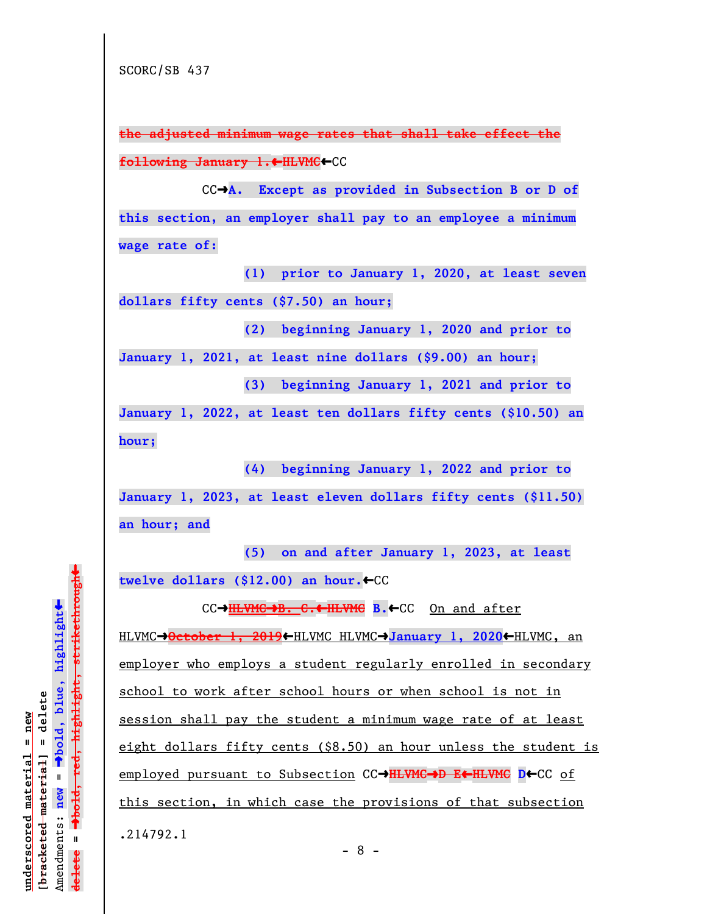SCORC/SB 437

~~the adjusted minimum wage rates that shall take effect the following January 1.←HLVMC~~←CC

CC→**A. Except as provided in Subsection B or D of this section, an employer shall pay to an employee a minimum wage rate of:**

**(1) prior to January 1, 2020, at least seven dollars fifty cents ($7.50) an hour;**

**(2) beginning January 1, 2020 and prior to January 1, 2021, at least nine dollars ($9.00) an hour;**

**(3) beginning January 1, 2021 and prior to January 1, 2022, at least ten dollars fifty cents ($10.50) an hour;**

**(4) beginning January 1, 2022 and prior to January 1, 2023, at least eleven dollars fifty cents ($11.50) an hour; and**

**(5) on and after January 1, 2023, at least twelve dollars ($12.00) an hour.**←CC

CC→~~HLVMC→B. C.←HLVMC~~ **B.**←CC On and after HLVMC→~~October 1, 2019~~←HLVMC HLVMC→**January 1, 2020**←HLVMC, an employer who employs a student regularly enrolled in secondary school to work after school hours or when school is not in session shall pay the student a minimum wage rate of at least eight dollars fifty cents ($8.50) an hour unless the student is employed pursuant to Subsection CC→~~HLVMC→D E←HLVMC~~ **D**←CC of this section, in which case the provisions of that subsection

.214792.1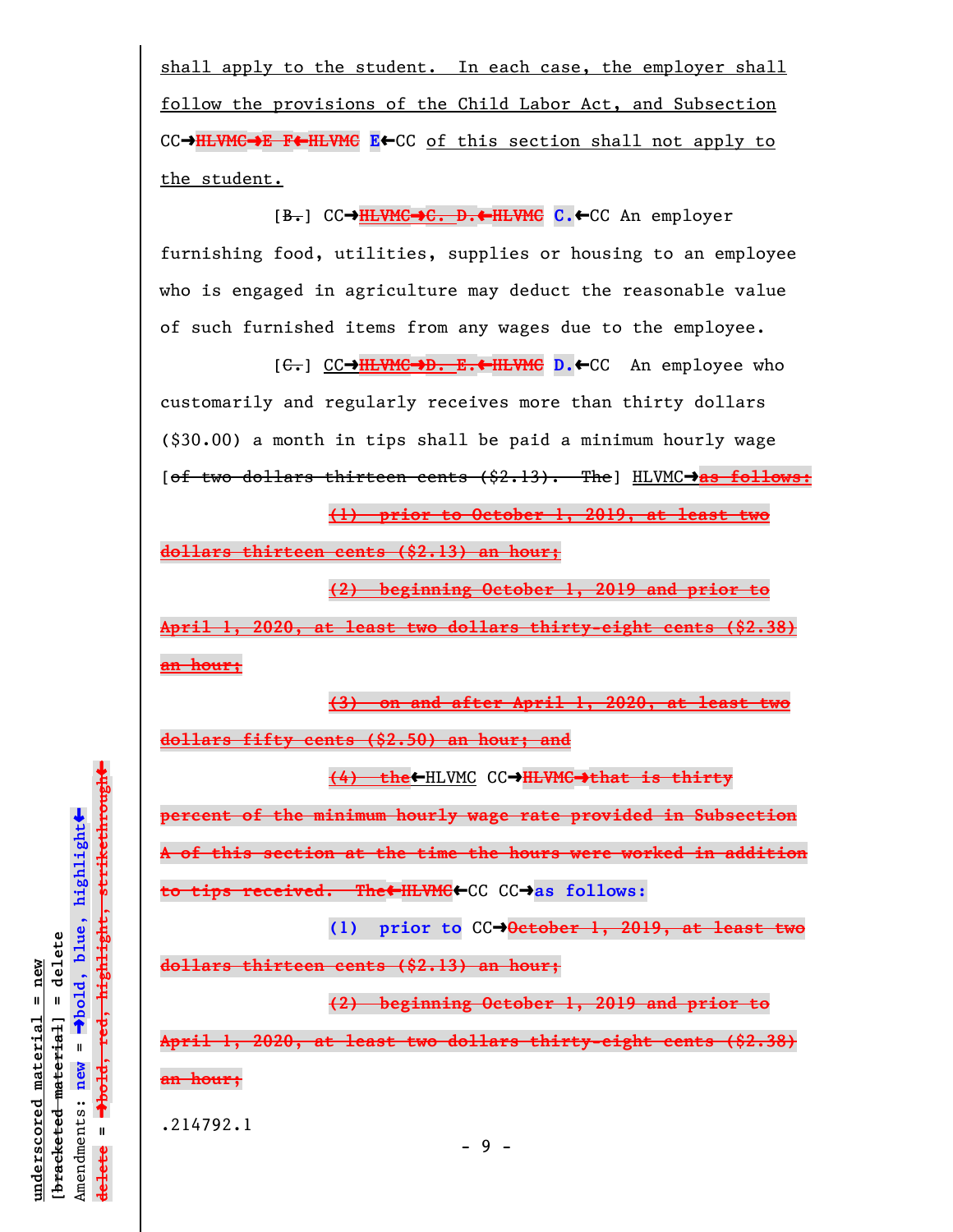shall apply to the student. In each case, the employer shall follow the provisions of the Child Labor Act, and Subsection CC→HLVMC→E F←HLVMC E←CC of this section shall not apply to the student.

[B.] CC→HLVMC→C. D.←HLVMC C.←CC An employer furnishing food, utilities, supplies or housing to an employee who is engaged in agriculture may deduct the reasonable value of such furnished items from any wages due to the employee.

[C.] CC→HLVMC→D. E.←HLVMC D.←CC An employee who customarily and regularly receives more than thirty dollars ($30.00) a month in tips shall be paid a minimum hourly wage [of two dollars thirteen cents ($2.13). The] HLVMC→as follows:

(1) prior to October 1, 2019, at least two dollars thirteen cents ($2.13) an hour;

(2) beginning October 1, 2019 and prior to April 1, 2020, at least two dollars thirty-eight cents ($2.38) an hour;

(3) on and after April 1, 2020, at least two dollars fifty cents ($2.50) an hour; and

(4) the←HLVMC CC→HLVMC→that is thirty percent of the minimum hourly wage rate provided in Subsection A of this section at the time the hours were worked in addition to tips received. The←HLVMC←CC CC→as follows:

(1) prior to CC→October 1, 2019, at least two dollars thirteen cents ($2.13) an hour;

(2) beginning October 1, 2019 and prior to April 1, 2020, at least two dollars thirty-eight cents ($2.38) an hour;

.214792.1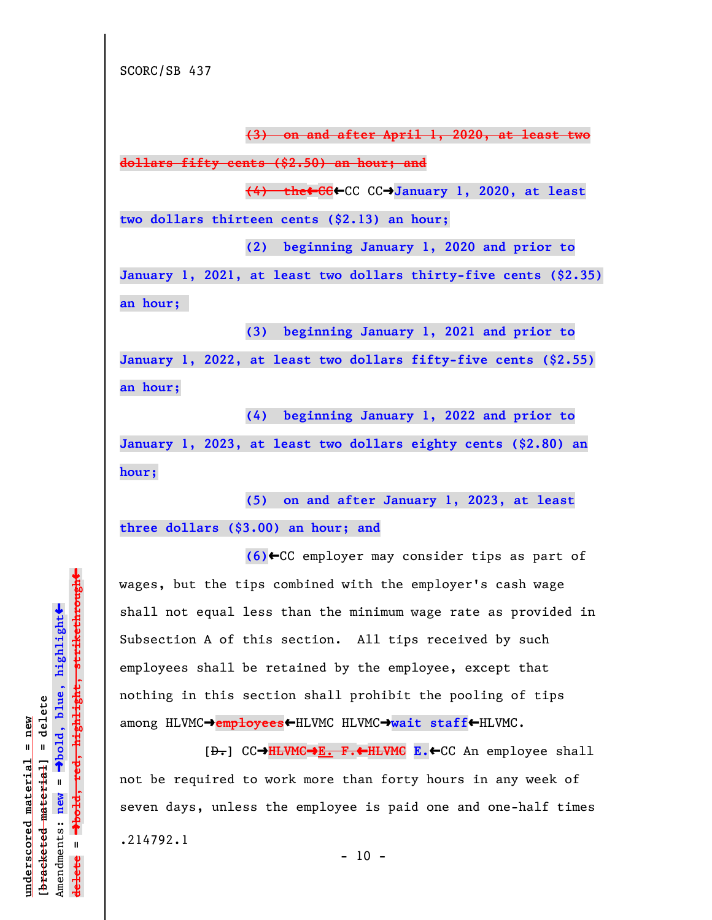(3) on and after April 1, 2020, at least two dollars fifty cents ($2.50) an hour; and

(4) the←CC←CC CC→January 1, 2020, at least two dollars thirteen cents ($2.13) an hour;

(2) beginning January 1, 2020 and prior to January 1, 2021, at least two dollars thirty-five cents ($2.35) an hour;

(3) beginning January 1, 2021 and prior to January 1, 2022, at least two dollars fifty-five cents ($2.55) an hour;

(4) beginning January 1, 2022 and prior to January 1, 2023, at least two dollars eighty cents ($2.80) an hour;

(5) on and after January 1, 2023, at least three dollars ($3.00) an hour; and

(6)←CC employer may consider tips as part of wages, but the tips combined with the employer's cash wage shall not equal less than the minimum wage rate as provided in Subsection A of this section. All tips received by such employees shall be retained by the employee, except that nothing in this section shall prohibit the pooling of tips among HLVMC→employees←HLVMC HLVMC→wait staff←HLVMC.

[D.] CC→HLVMC→E. F.←HLVMC E.←CC An employee shall not be required to work more than forty hours in any week of seven days, unless the employee is paid one and one-half times

.214792.1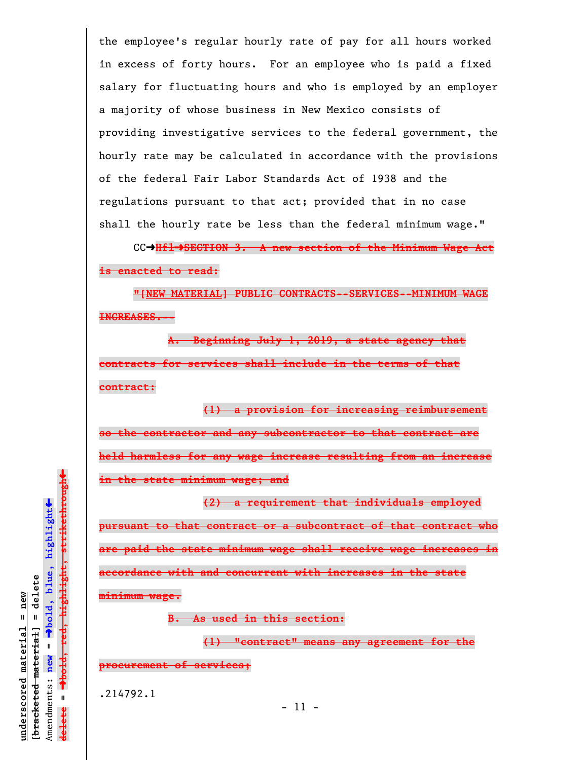the employee's regular hourly rate of pay for all hours worked in excess of forty hours. For an employee who is paid a fixed salary for fluctuating hours and who is employed by an employer a majority of whose business in New Mexico consists of providing investigative services to the federal government, the hourly rate may be calculated in accordance with the provisions of the federal Fair Labor Standards Act of 1938 and the regulations pursuant to that act; provided that in no case shall the hourly rate be less than the federal minimum wage."

CC➔~~Hfl➔SECTION 3. A new section of the Minimum Wage Act is enacted to read:~~

~~"[NEW MATERIAL] PUBLIC CONTRACTS--SERVICES--MINIMUM WAGE INCREASES.--~~

~~A. Beginning July 1, 2019, a state agency that contracts for services shall include in the terms of that contract:~~

~~(1) a provision for increasing reimbursement so the contractor and any subcontractor to that contract are held harmless for any wage increase resulting from an increase in the state minimum wage; and~~

~~(2) a requirement that individuals employed pursuant to that contract or a subcontract of that contract who are paid the state minimum wage shall receive wage increases in accordance with and concurrent with increases in the state minimum wage.~~

~~B. As used in this section:~~

~~(1) "contract" means any agreement for the procurement of services;~~

.214792.1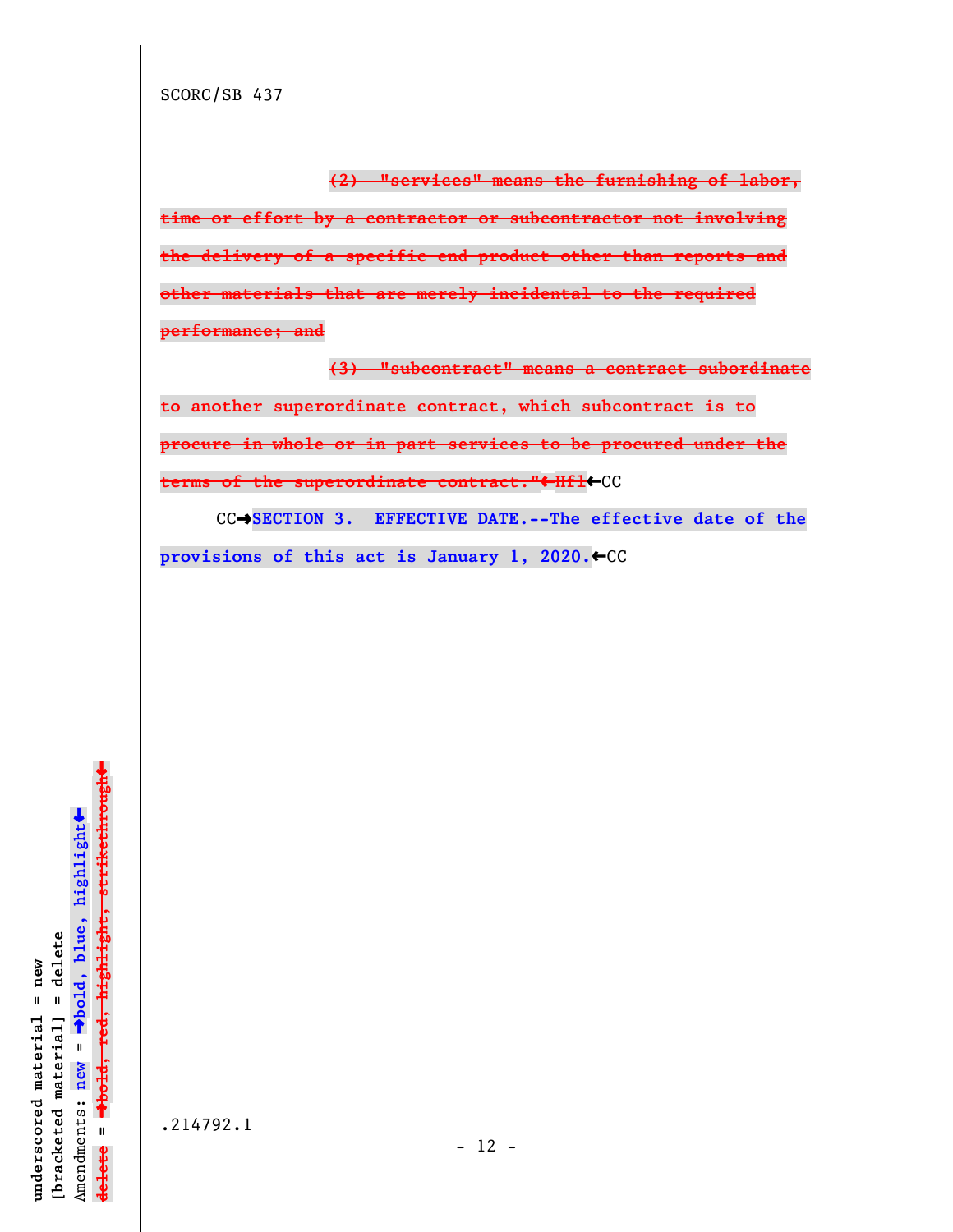SCORC/SB 437

~~(2) "services" means the furnishing of labor, time or effort by a contractor or subcontractor not involving the delivery of a specific end product other than reports and other materials that are merely incidental to the required performance; and~~

~~(3) "subcontract" means a contract subordinate to another superordinate contract, which subcontract is to procure in whole or in part services to be procured under the terms of the superordinate contract."←HfI~~←CC

CC→**SECTION 3. EFFECTIVE DATE.--The effective date of the provisions of this act is January 1, 2020.**←CC

.214792.1

underscored material = new
[~~bracketed material~~] = delete
Amendments: **new** = →**bold, blue, highlight**←
~~delete~~ = →~~bold, red, highlight, strikethrough~~←